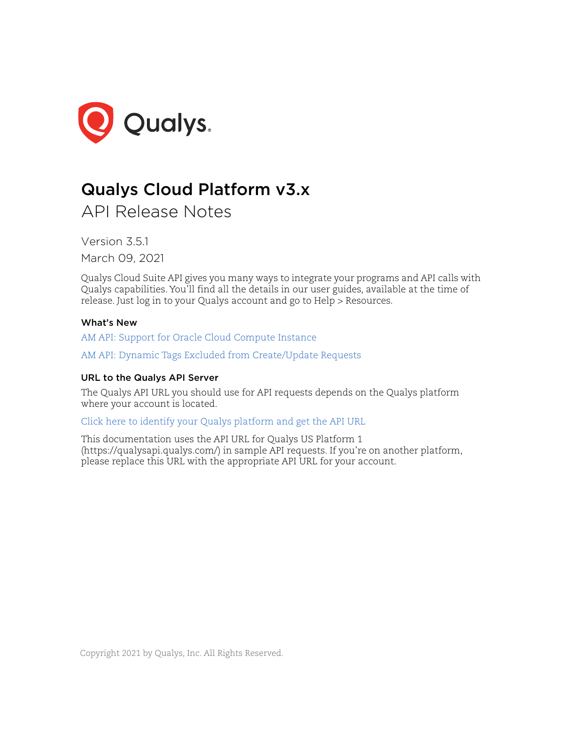# Qualys Cloud Platform v3.x

## API Release Notes

Version 3.5.1

March 09, 2021

Qualys Cloud Suite API gives you many ways to integrate your programs and API calls with Qualys capabilities. You'll find all the details in our user guides, available at the time of release. Just log in to your Qualys account and go to Help > Resources.

### What's New

AM API: Support for Oracle Cloud Compute Instance

AM API: Dynamic Tags Excluded from Create/Update Requests

### URL to the Qualys API Server

The Qualys API URL you should use for API requests depends on the Qualys platform where your account is located.

Click here to identify your Qualys platform and get the API URL

This documentation uses the API URL for Qualys US Platform 1 (https://qualysapi.qualys.com/) in sample API requests. If you're on another platform, please replace this URL with the appropriate API URL for your account.

Copyright 2021 by Qualys, Inc. All Rights Reserved.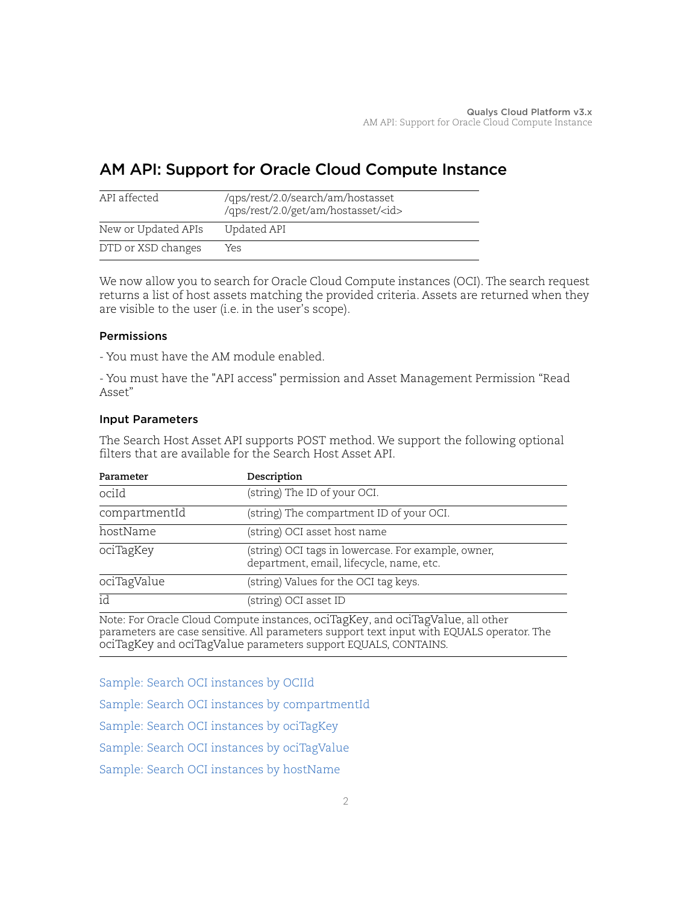# AM API: Support for Oracle Cloud Compute Instance

| API affected | /qps/rest/2.0/search/am/hostasset<br>/qps/rest/2.0/get/am/hostasset/<id> |
|---|---|
| New or Updated APIs | Updated API |
| DTD or XSD changes | Yes |

We now allow you to search for Oracle Cloud Compute instances (OCI). The search request returns a list of host assets matching the provided criteria. Assets are returned when they are visible to the user (i.e. in the user's scope).

### Permissions

- You must have the AM module enabled.

- You must have the "API access" permission and Asset Management Permission "Read Asset"

### Input Parameters

The Search Host Asset API supports POST method. We support the following optional filters that are available for the Search Host Asset API.

| Parameter | Description |
|---|---|
| ociId | (string) The ID of your OCI. |
| compartmentId | (string) The compartment ID of your OCI. |
| hostName | (string) OCI asset host name |
| ociTagKey | (string) OCI tags in lowercase. For example, owner, department, email, lifecycle, name, etc. |
| ociTagValue | (string) Values for the OCI tag keys. |
| id | (string) OCI asset ID |

Note: For Oracle Cloud Compute instances, ociTagKey, and ociTagValue, all other parameters are case sensitive. All parameters support text input with EQUALS operator. The ociTagKey and ociTagValue parameters support EQUALS, CONTAINS.

Sample: Search OCI instances by OCIId

Sample: Search OCI instances by compartmentId

Sample: Search OCI instances by ociTagKey

Sample: Search OCI instances by ociTagValue

Sample: Search OCI instances by hostName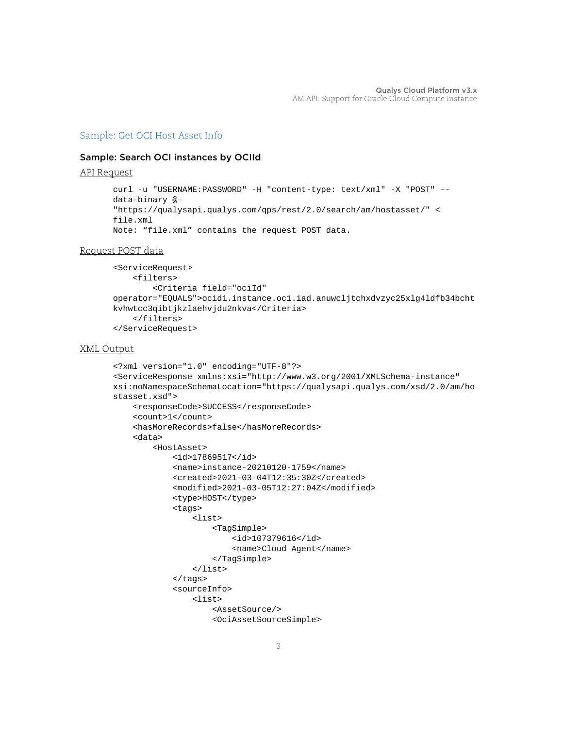## Sample: Get OCI Host Asset Info

### Sample: Search OCI instances by OCIId

API Request

```
curl -u "USERNAME:PASSWORD" -H "content-type: text/xml" -X "POST" --
data-binary @-
"https://qualysapi.qualys.com/qps/rest/2.0/search/am/hostasset/" <
file.xml
Note: “file.xml” contains the request POST data.
```

Request POST data

```
<ServiceRequest>
    <filters>
        <Criteria field="ociId"
operator="EQUALS">ocid1.instance.oc1.iad.anuwcljtchxdvzyc25xlg4ldfb34bcht
kvhwtcc3qibtjkzlaehvjdu2nkva</Criteria>
    </filters>
</ServiceRequest>
```

XML Output

```
<?xml version="1.0" encoding="UTF-8"?>
<ServiceResponse xmlns:xsi="http://www.w3.org/2001/XMLSchema-instance"
xsi:noNamespaceSchemaLocation="https://qualysapi.qualys.com/xsd/2.0/am/ho
stasset.xsd">
    <responseCode>SUCCESS</responseCode>
    <count>1</count>
    <hasMoreRecords>false</hasMoreRecords>
    <data>
        <HostAsset>
            <id>17869517</id>
            <name>instance-20210120-1759</name>
            <created>2021-03-04T12:35:30Z</created>
            <modified>2021-03-05T12:27:04Z</modified>
            <type>HOST</type>
            <tags>
                <list>
                    <TagSimple>
                        <id>107379616</id>
                        <name>Cloud Agent</name>
                    </TagSimple>
                </list>
            </tags>
            <sourceInfo>
                <list>
                    <AssetSource/>
                    <OciAssetSourceSimple>
```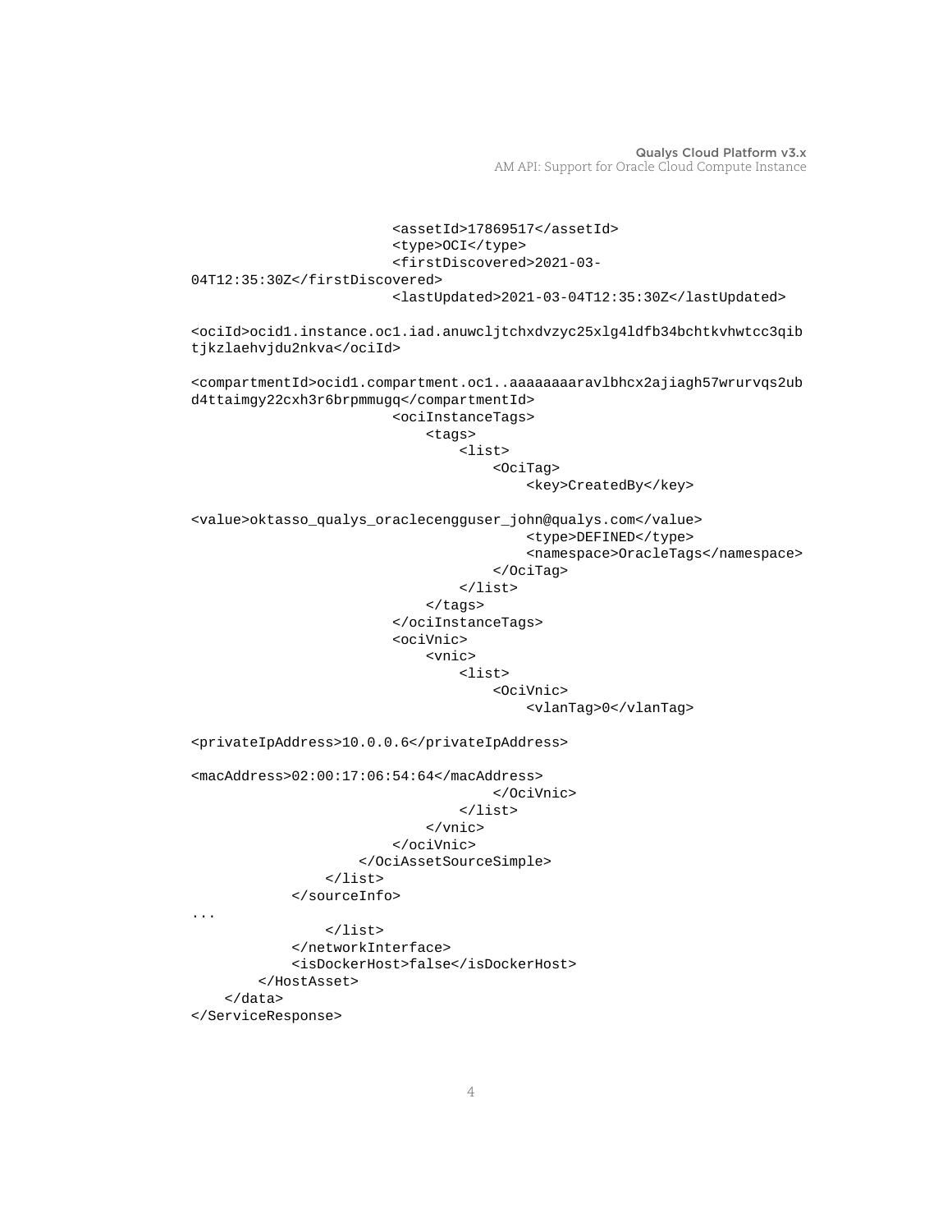```
                        <assetId>17869517</assetId>
                        <type>OCI</type>
                        <firstDiscovered>2021-03-04T12:35:30Z</firstDiscovered>
                        <lastUpdated>2021-03-04T12:35:30Z</lastUpdated>
                        <ociId>ocid1.instance.oc1.iad.anuwcljtchxdvzyc25xlg4ldfb34bchtkvhwtcc3qibtjkzlaehvjdu2nkva</ociId>
                        <compartmentId>ocid1.compartment.oc1..aaaaaaaaravlbhcx2ajiagh57wrurvqs2ubd4ttaimgy22cxh3r6brpmmugq</compartmentId>
                        <ociInstanceTags>
                            <tags>
                                <list>
                                    <OciTag>
                                        <key>CreatedBy</key>
                                        <value>oktasso_qualys_oraclecengguser_john@qualys.com</value>
                                        <type>DEFINED</type>
                                        <namespace>OracleTags</namespace>
                                    </OciTag>
                                </list>
                            </tags>
                        </ociInstanceTags>
                        <ociVnic>
                            <vnic>
                                <list>
                                    <OciVnic>
                                        <vlanTag>0</vlanTag>
                                        <privateIpAddress>10.0.0.6</privateIpAddress>
                                        <macAddress>02:00:17:06:54:64</macAddress>
                                    </OciVnic>
                                </list>
                            </vnic>
                        </ociVnic>
                    </OciAssetSourceSimple>
                </list>
            </sourceInfo>
...
                </list>
            </networkInterface>
            <isDockerHost>false</isDockerHost>
        </HostAsset>
    </data>
</ServiceResponse>
```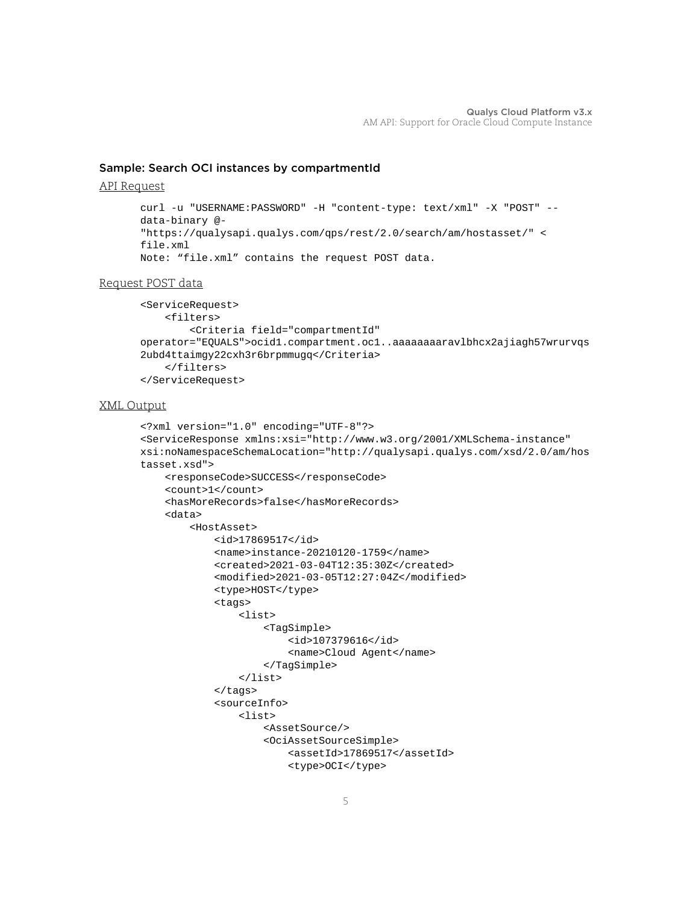### Sample: Search OCI instances by compartmentId

API Request

```
curl -u "USERNAME:PASSWORD" -H "content-type: text/xml" -X "POST" --
data-binary @-
"https://qualysapi.qualys.com/qps/rest/2.0/search/am/hostasset/" <
file.xml
Note: “file.xml” contains the request POST data.
```

Request POST data

```
<ServiceRequest>
    <filters>
        <Criteria field="compartmentId"
operator="EQUALS">ocid1.compartment.oc1..aaaaaaaaravlbhcx2ajiagh57wrurvqs
2ubd4ttaimgy22cxh3r6brpmmugq</Criteria>
    </filters>
</ServiceRequest>
```

XML Output

```
<?xml version="1.0" encoding="UTF-8"?>
<ServiceResponse xmlns:xsi="http://www.w3.org/2001/XMLSchema-instance"
xsi:noNamespaceSchemaLocation="http://qualysapi.qualys.com/xsd/2.0/am/hos
tasset.xsd">
    <responseCode>SUCCESS</responseCode>
    <count>1</count>
    <hasMoreRecords>false</hasMoreRecords>
    <data>
        <HostAsset>
            <id>17869517</id>
            <name>instance-20210120-1759</name>
            <created>2021-03-04T12:35:30Z</created>
            <modified>2021-03-05T12:27:04Z</modified>
            <type>HOST</type>
            <tags>
                <list>
                    <TagSimple>
                        <id>107379616</id>
                        <name>Cloud Agent</name>
                    </TagSimple>
                </list>
            </tags>
            <sourceInfo>
                <list>
                    <AssetSource/>
                    <OciAssetSourceSimple>
                        <assetId>17869517</assetId>
                        <type>OCI</type>
```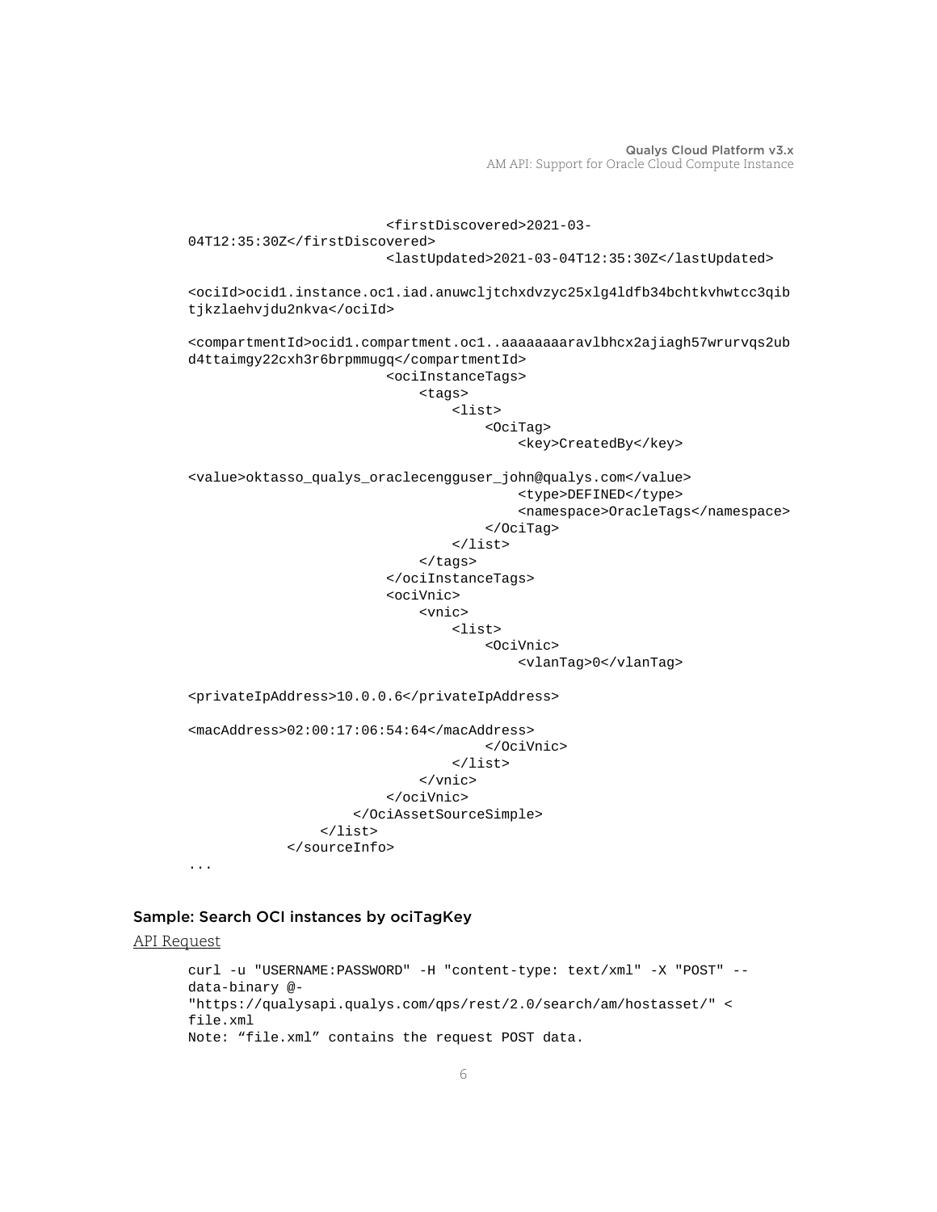```
                        <firstDiscovered>2021-03-04T12:35:30Z</firstDiscovered>
                        <lastUpdated>2021-03-04T12:35:30Z</lastUpdated>
                        <ociId>ocid1.instance.oc1.iad.anuwcljtchxdvzyc25xlg4ldfb34bchtkvhwtcc3qibtjkzlaehvjdu2nkva</ociId>
                        <compartmentId>ocid1.compartment.oc1..aaaaaaaaravlbhcx2ajiagh57wrurvqs2ubd4ttaimgy22cxh3r6brpmmugq</compartmentId>
                        <ociInstanceTags>
                            <tags>
                                <list>
                                    <OciTag>
                                        <key>CreatedBy</key>
                                        <value>oktasso_qualys_oraclecengguser_john@qualys.com</value>
                                        <type>DEFINED</type>
                                        <namespace>OracleTags</namespace>
                                    </OciTag>
                                </list>
                            </tags>
                        </ociInstanceTags>
                        <ociVnic>
                            <vnic>
                                <list>
                                    <OciVnic>
                                        <vlanTag>0</vlanTag>
                                        <privateIpAddress>10.0.0.6</privateIpAddress>
                                        <macAddress>02:00:17:06:54:64</macAddress>
                                    </OciVnic>
                                </list>
                            </vnic>
                        </ociVnic>
                    </OciAssetSourceSimple>
                </list>
            </sourceInfo>
...
```

### Sample: Search OCI instances by ociTagKey

API Request

```
curl -u "USERNAME:PASSWORD" -H "content-type: text/xml" -X "POST" --data-binary @-
"https://qualysapi.qualys.com/qps/rest/2.0/search/am/hostasset/" < file.xml
Note: "file.xml" contains the request POST data.
```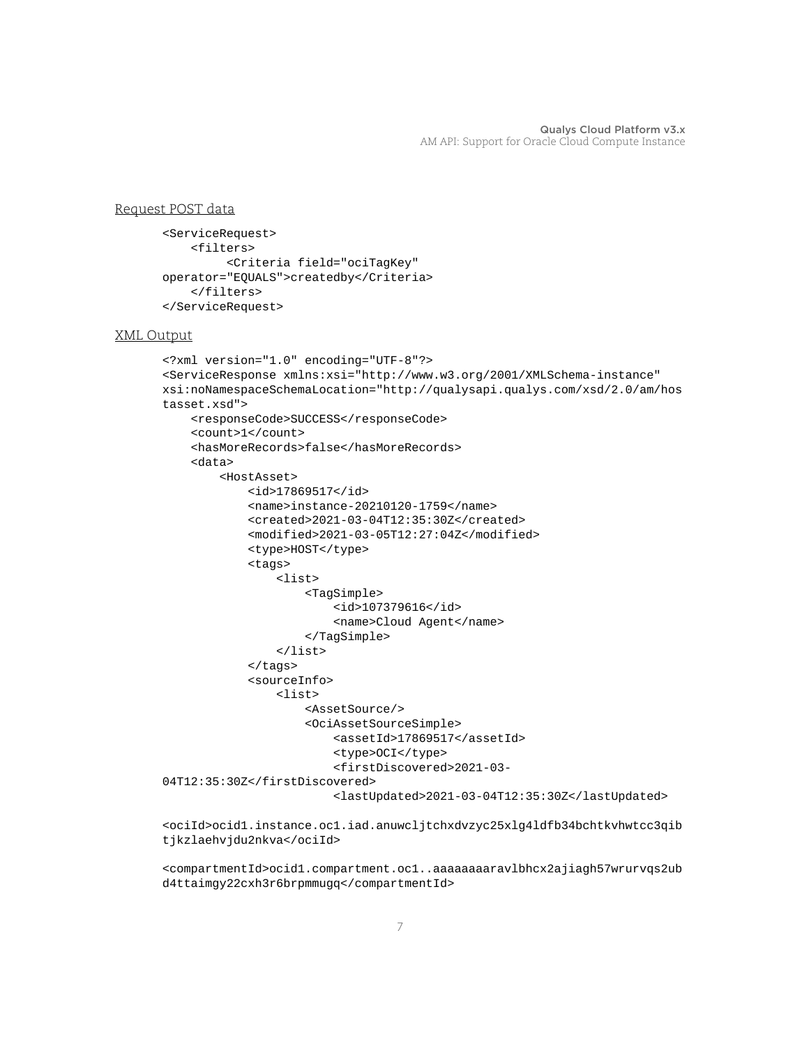Request POST data

```
<ServiceRequest>
    <filters>
         <Criteria field="ociTagKey"
operator="EQUALS">createdby</Criteria>
    </filters>
</ServiceRequest>
```

XML Output

```
<?xml version="1.0" encoding="UTF-8"?>
<ServiceResponse xmlns:xsi="http://www.w3.org/2001/XMLSchema-instance"
xsi:noNamespaceSchemaLocation="http://qualysapi.qualys.com/xsd/2.0/am/hos
tasset.xsd">
    <responseCode>SUCCESS</responseCode>
    <count>1</count>
    <hasMoreRecords>false</hasMoreRecords>
    <data>
        <HostAsset>
            <id>17869517</id>
            <name>instance-20210120-1759</name>
            <created>2021-03-04T12:35:30Z</created>
            <modified>2021-03-05T12:27:04Z</modified>
            <type>HOST</type>
            <tags>
                <list>
                    <TagSimple>
                        <id>107379616</id>
                        <name>Cloud Agent</name>
                    </TagSimple>
                </list>
            </tags>
            <sourceInfo>
                <list>
                    <AssetSource/>
                    <OciAssetSourceSimple>
                        <assetId>17869517</assetId>
                        <type>OCI</type>
                        <firstDiscovered>2021-03-
04T12:35:30Z</firstDiscovered>
                        <lastUpdated>2021-03-04T12:35:30Z</lastUpdated>

<ociId>ocid1.instance.oc1.iad.anuwcljtchxdvzyc25xlg4ldfb34bchtkvhwtcc3qib
tjkzlaehvjdu2nkva</ociId>

<compartmentId>ocid1.compartment.oc1..aaaaaaaaravlbhcx2ajiagh57wrurvqs2ub
d4ttaimgy22cxh3r6brpmmugq</compartmentId>
```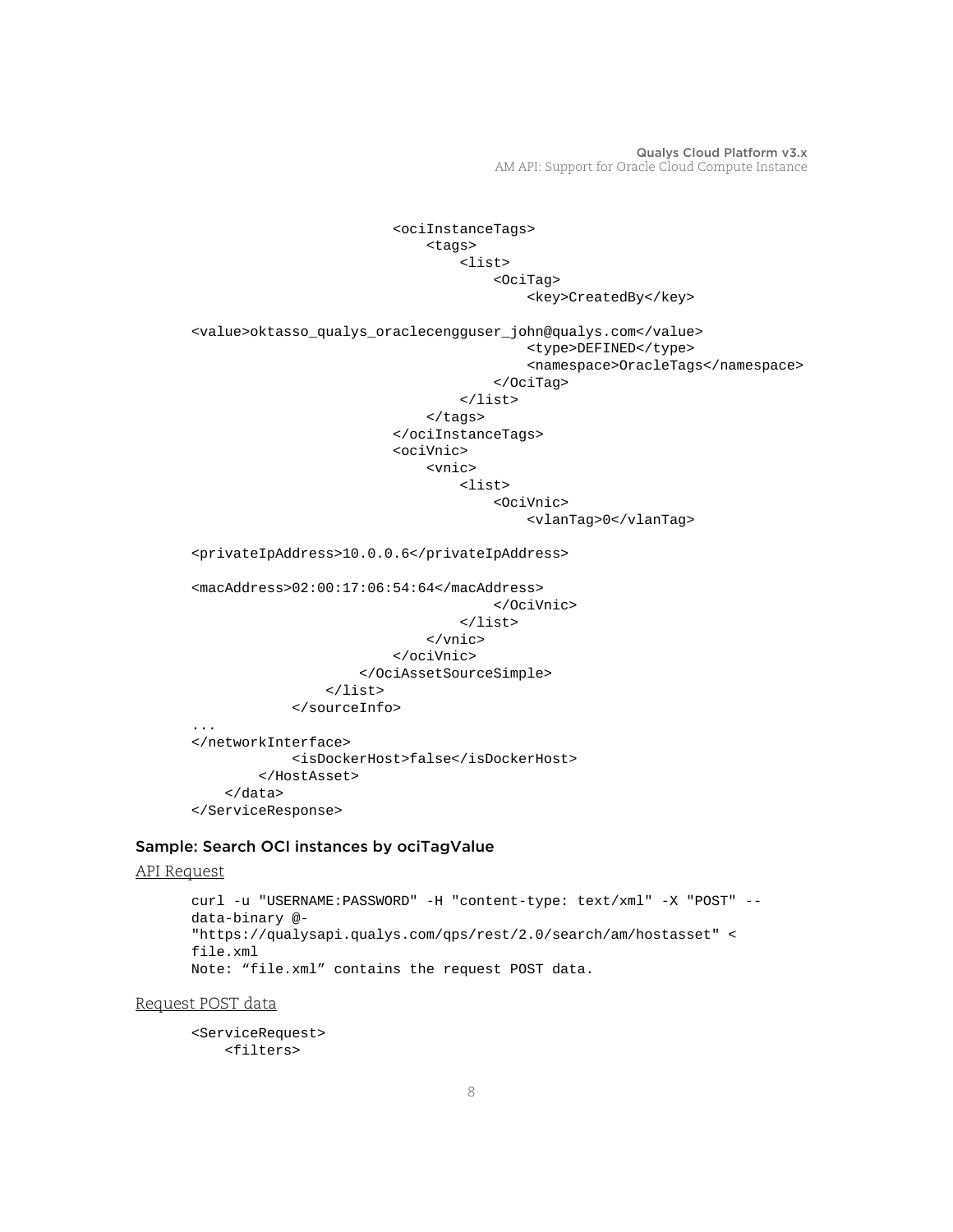```
                            <ociInstanceTags>
                                <tags>
                                    <list>
                                        <OciTag>
                                            <key>CreatedBy</key>

<value>oktasso_qualys_oraclecengguser_john@qualys.com</value>
                                            <type>DEFINED</type>
                                            <namespace>OracleTags</namespace>
                                        </OciTag>
                                    </list>
                                </tags>
                            </ociInstanceTags>
                            <ociVnic>
                                <vnic>
                                    <list>
                                        <OciVnic>
                                            <vlanTag>0</vlanTag>

<privateIpAddress>10.0.0.6</privateIpAddress>

<macAddress>02:00:17:06:54:64</macAddress>
                                        </OciVnic>
                                    </list>
                                </vnic>
                            </ociVnic>
                        </OciAssetSourceSimple>
                    </list>
                </sourceInfo>
...
</networkInterface>
            <isDockerHost>false</isDockerHost>
        </HostAsset>
    </data>
</ServiceResponse>
```

### Sample: Search OCI instances by ociTagValue

API Request

```
curl -u "USERNAME:PASSWORD" -H "content-type: text/xml" -X "POST" --
data-binary @-
"https://qualysapi.qualys.com/qps/rest/2.0/search/am/hostasset" <
file.xml
Note: "file.xml" contains the request POST data.
```

Request POST data

```
<ServiceRequest>
    <filters>
```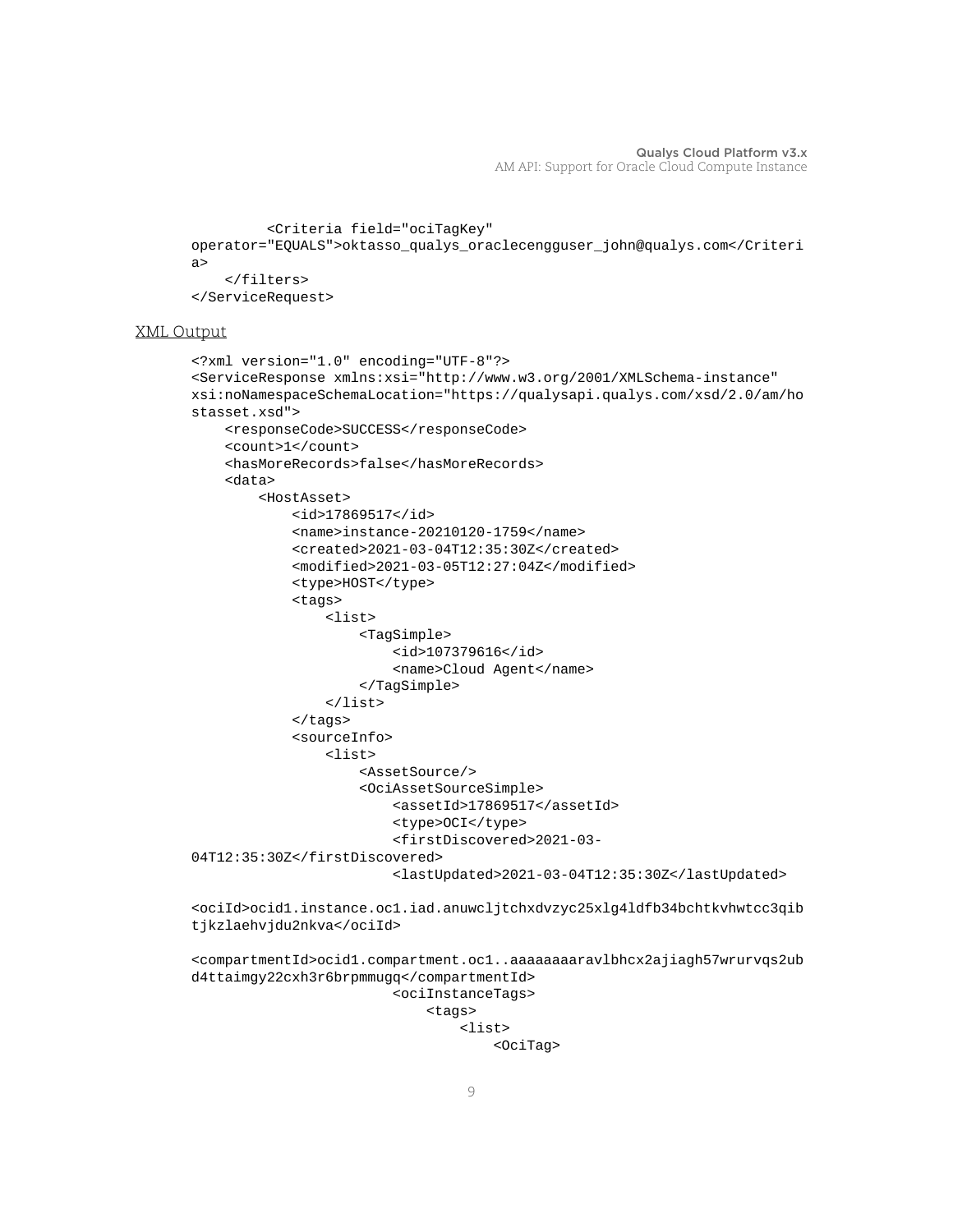```
        <Criteria field="ociTagKey"
operator="EQUALS">oktasso_qualys_oraclecengguser_john@qualys.com</Criteri
a>
    </filters>
</ServiceRequest>
```

XML Output

```
<?xml version="1.0" encoding="UTF-8"?>
<ServiceResponse xmlns:xsi="http://www.w3.org/2001/XMLSchema-instance"
xsi:noNamespaceSchemaLocation="https://qualysapi.qualys.com/xsd/2.0/am/ho
stasset.xsd">
    <responseCode>SUCCESS</responseCode>
    <count>1</count>
    <hasMoreRecords>false</hasMoreRecords>
    <data>
        <HostAsset>
            <id>17869517</id>
            <name>instance-20210120-1759</name>
            <created>2021-03-04T12:35:30Z</created>
            <modified>2021-03-05T12:27:04Z</modified>
            <type>HOST</type>
            <tags>
                <list>
                    <TagSimple>
                        <id>107379616</id>
                        <name>Cloud Agent</name>
                    </TagSimple>
                </list>
            </tags>
            <sourceInfo>
                <list>
                    <AssetSource/>
                    <OciAssetSourceSimple>
                        <assetId>17869517</assetId>
                        <type>OCI</type>
                        <firstDiscovered>2021-03-
04T12:35:30Z</firstDiscovered>
                        <lastUpdated>2021-03-04T12:35:30Z</lastUpdated>

<ociId>ocid1.instance.oc1.iad.anuwcljtchxdvzyc25xlg4ldfb34bchtkvhwtcc3qib
tjkzlaehvjdu2nkva</ociId>

<compartmentId>ocid1.compartment.oc1..aaaaaaaaravlbhcx2ajiagh57wrurvqs2ub
d4ttaimgy22cxh3r6brpmmugq</compartmentId>
                        <ociInstanceTags>
                            <tags>
                                <list>
                                    <OciTag>
```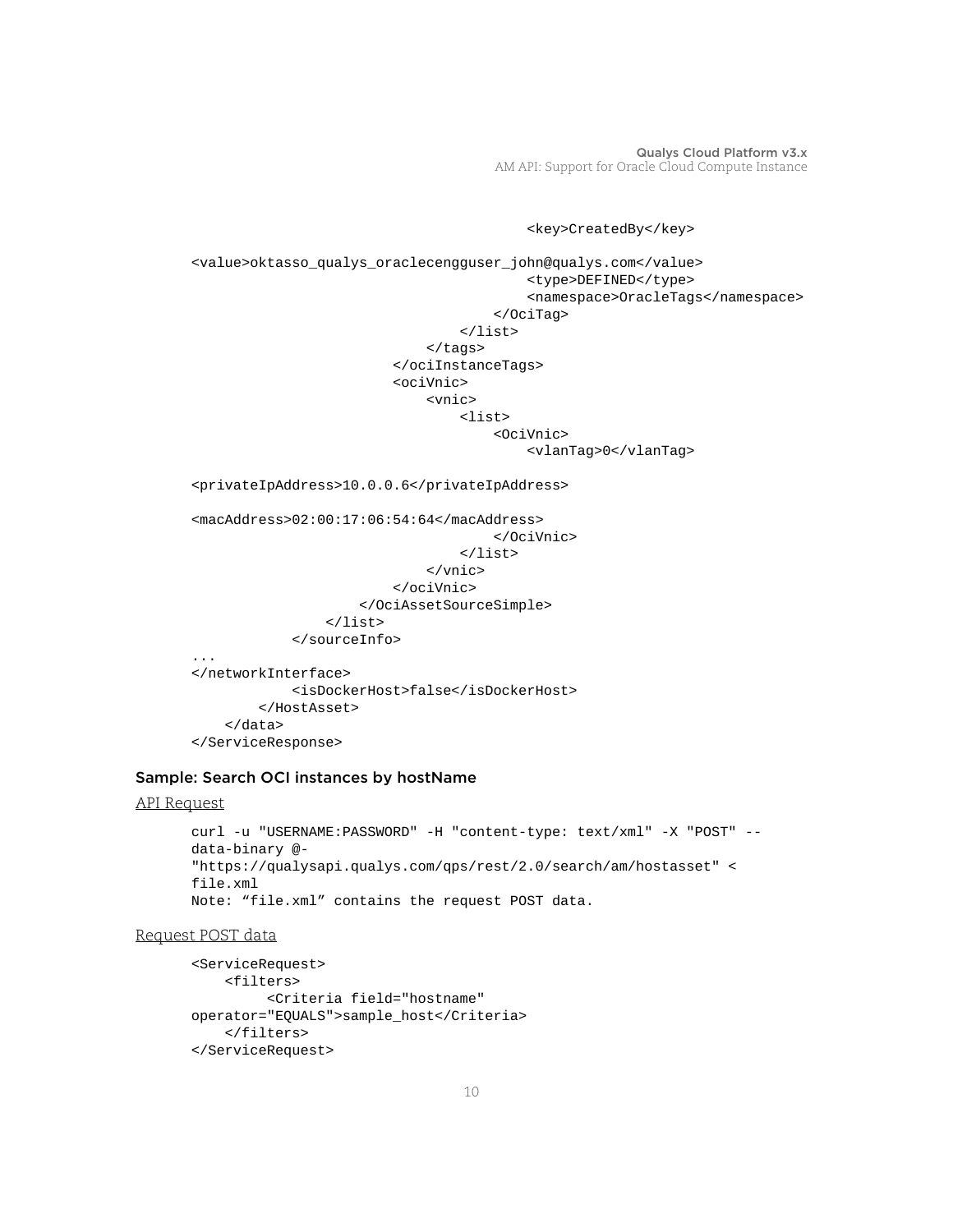```
                                        <key>CreatedBy</key>

<value>oktasso_qualys_oraclecengguser_john@qualys.com</value>
                                        <type>DEFINED</type>
                                        <namespace>OracleTags</namespace>
                                    </OciTag>
                                </list>
                            </tags>
                        </ociInstanceTags>
                        <ociVnic>
                            <vnic>
                                <list>
                                    <OciVnic>
                                        <vlanTag>0</vlanTag>

<privateIpAddress>10.0.0.6</privateIpAddress>

<macAddress>02:00:17:06:54:64</macAddress>
                                    </OciVnic>
                                </list>
                            </vnic>
                        </ociVnic>
                    </OciAssetSourceSimple>
                </list>
            </sourceInfo>
...
</networkInterface>
            <isDockerHost>false</isDockerHost>
        </HostAsset>
    </data>
</ServiceResponse>
```

### Sample: Search OCI instances by hostName

API Request

```
curl -u "USERNAME:PASSWORD" -H "content-type: text/xml" -X "POST" --
data-binary @-
"https://qualysapi.qualys.com/qps/rest/2.0/search/am/hostasset" <
file.xml
Note: “file.xml” contains the request POST data.
```

Request POST data

```
<ServiceRequest>
    <filters>
         <Criteria field="hostname"
operator="EQUALS">sample_host</Criteria>
    </filters>
</ServiceRequest>
```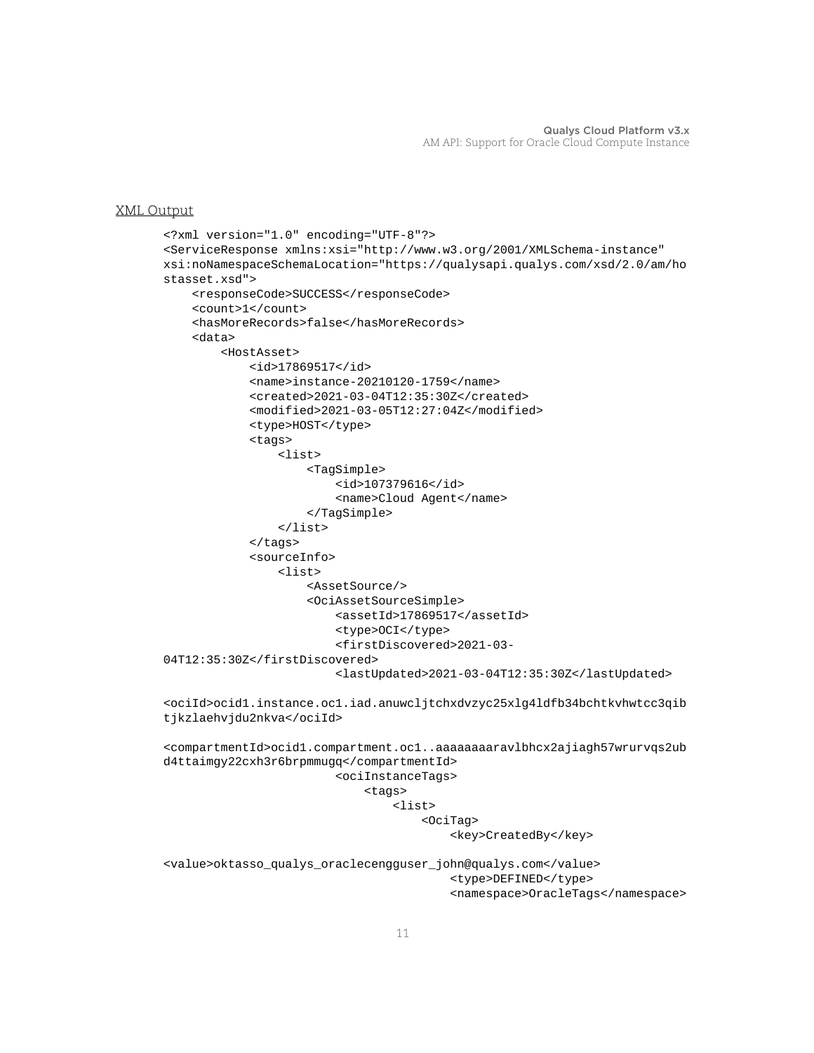XML Output

```
<?xml version="1.0" encoding="UTF-8"?>
<ServiceResponse xmlns:xsi="http://www.w3.org/2001/XMLSchema-instance"
xsi:noNamespaceSchemaLocation="https://qualysapi.qualys.com/xsd/2.0/am/ho
stasset.xsd">
    <responseCode>SUCCESS</responseCode>
    <count>1</count>
    <hasMoreRecords>false</hasMoreRecords>
    <data>
        <HostAsset>
            <id>17869517</id>
            <name>instance-20210120-1759</name>
            <created>2021-03-04T12:35:30Z</created>
            <modified>2021-03-05T12:27:04Z</modified>
            <type>HOST</type>
            <tags>
                <list>
                    <TagSimple>
                        <id>107379616</id>
                        <name>Cloud Agent</name>
                    </TagSimple>
                </list>
            </tags>
            <sourceInfo>
                <list>
                    <AssetSource/>
                    <OciAssetSourceSimple>
                        <assetId>17869517</assetId>
                        <type>OCI</type>
                        <firstDiscovered>2021-03-
04T12:35:30Z</firstDiscovered>
                        <lastUpdated>2021-03-04T12:35:30Z</lastUpdated>

<ociId>ocid1.instance.oc1.iad.anuwcljtchxdvzyc25xlg4ldfb34bchtkvhwtcc3qib
tjkzlaehvjdu2nkva</ociId>

<compartmentId>ocid1.compartment.oc1..aaaaaaaaravlbhcx2ajiagh57wrurvqs2ub
d4ttaimgy22cxh3r6brpmmugq</compartmentId>
                        <ociInstanceTags>
                            <tags>
                                <list>
                                    <OciTag>
                                        <key>CreatedBy</key>

<value>oktasso_qualys_oraclecengguser_john@qualys.com</value>
                                        <type>DEFINED</type>
                                        <namespace>OracleTags</namespace>
```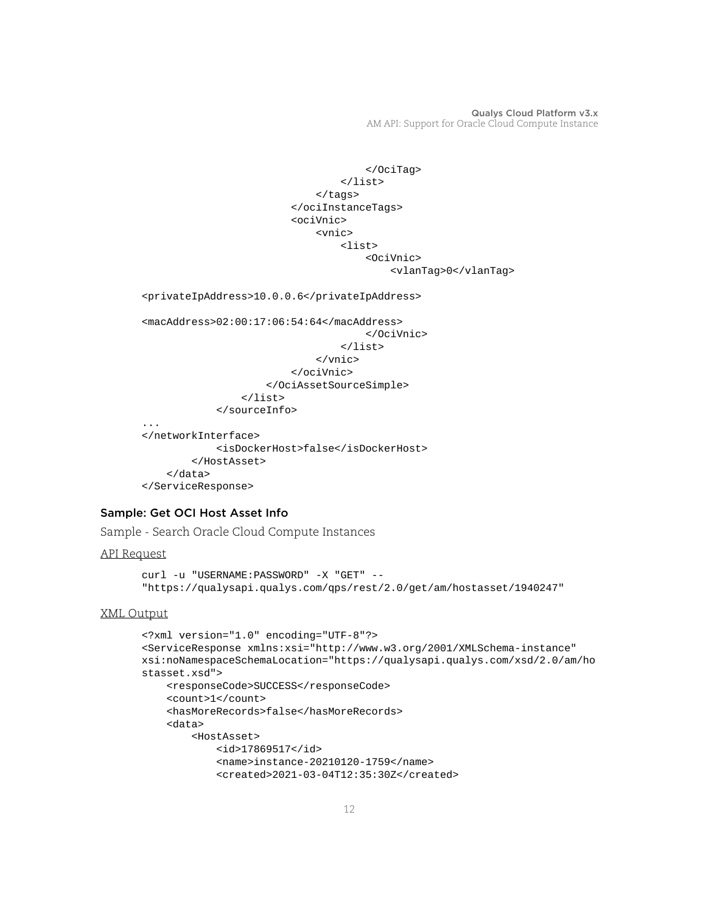```
                                </OciTag>
                            </list>
                        </tags>
                    </ociInstanceTags>
                    <ociVnic>
                        <vnic>
                            <list>
                                <OciVnic>
                                    <vlanTag>0</vlanTag>

<privateIpAddress>10.0.0.6</privateIpAddress>

<macAddress>02:00:17:06:54:64</macAddress>
                                </OciVnic>
                            </list>
                        </vnic>
                    </ociVnic>
                </OciAssetSourceSimple>
            </list>
        </sourceInfo>
...
</networkInterface>
        <isDockerHost>false</isDockerHost>
    </HostAsset>
  </data>
</ServiceResponse>
```

### Sample: Get OCI Host Asset Info

Sample - Search Oracle Cloud Compute Instances

API Request

```
curl -u "USERNAME:PASSWORD" -X "GET" --
"https://qualysapi.qualys.com/qps/rest/2.0/get/am/hostasset/1940247"
```

XML Output

```
<?xml version="1.0" encoding="UTF-8"?>
<ServiceResponse xmlns:xsi="http://www.w3.org/2001/XMLSchema-instance"
xsi:noNamespaceSchemaLocation="https://qualysapi.qualys.com/xsd/2.0/am/ho
stasset.xsd">
    <responseCode>SUCCESS</responseCode>
    <count>1</count>
    <hasMoreRecords>false</hasMoreRecords>
    <data>
        <HostAsset>
            <id>17869517</id>
            <name>instance-20210120-1759</name>
            <created>2021-03-04T12:35:30Z</created>
```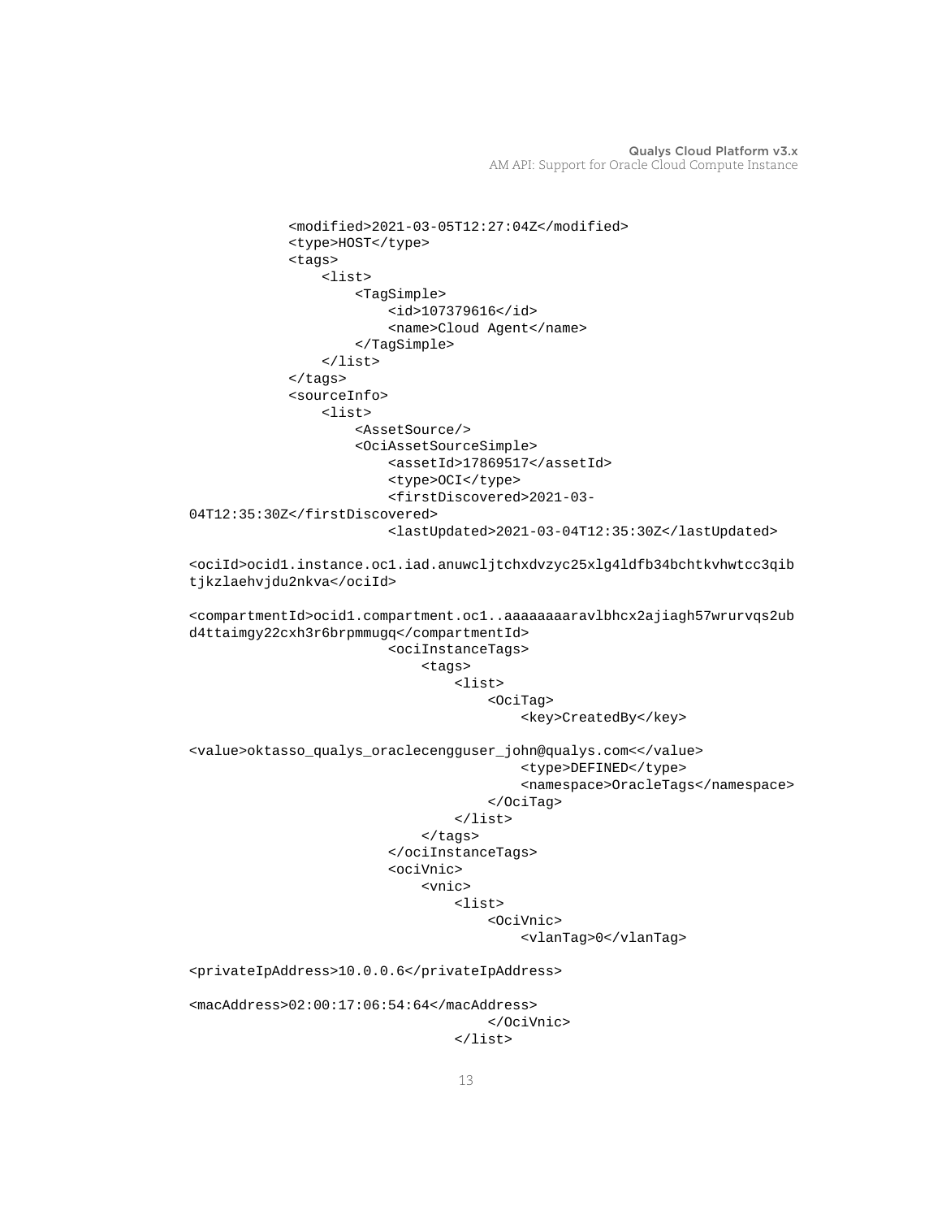```
            <modified>2021-03-05T12:27:04Z</modified>
            <type>HOST</type>
            <tags>
                <list>
                    <TagSimple>
                        <id>107379616</id>
                        <name>Cloud Agent</name>
                    </TagSimple>
                </list>
            </tags>
            <sourceInfo>
                <list>
                    <AssetSource/>
                    <OciAssetSourceSimple>
                        <assetId>17869517</assetId>
                        <type>OCI</type>
                        <firstDiscovered>2021-03-
04T12:35:30Z</firstDiscovered>
                        <lastUpdated>2021-03-04T12:35:30Z</lastUpdated>

<ociId>ocid1.instance.oc1.iad.anuwcljtchxdvzyc25xlg4ldfb34bchtkvhwtcc3qib
tjkzlaehvjdu2nkva</ociId>

<compartmentId>ocid1.compartment.oc1..aaaaaaaaravlbhcx2ajiagh57wrurvqs2ub
d4ttaimgy22cxh3r6brpmmugq</compartmentId>
                        <ociInstanceTags>
                            <tags>
                                <list>
                                    <OciTag>
                                        <key>CreatedBy</key>

<value>oktasso_qualys_oraclecengguser_john@qualys.com<</value>
                                        <type>DEFINED</type>
                                        <namespace>OracleTags</namespace>
                                    </OciTag>
                                </list>
                            </tags>
                        </ociInstanceTags>
                        <ociVnic>
                            <vnic>
                                <list>
                                    <OciVnic>
                                        <vlanTag>0</vlanTag>

<privateIpAddress>10.0.0.6</privateIpAddress>

<macAddress>02:00:17:06:54:64</macAddress>
                                    </OciVnic>
                                </list>
```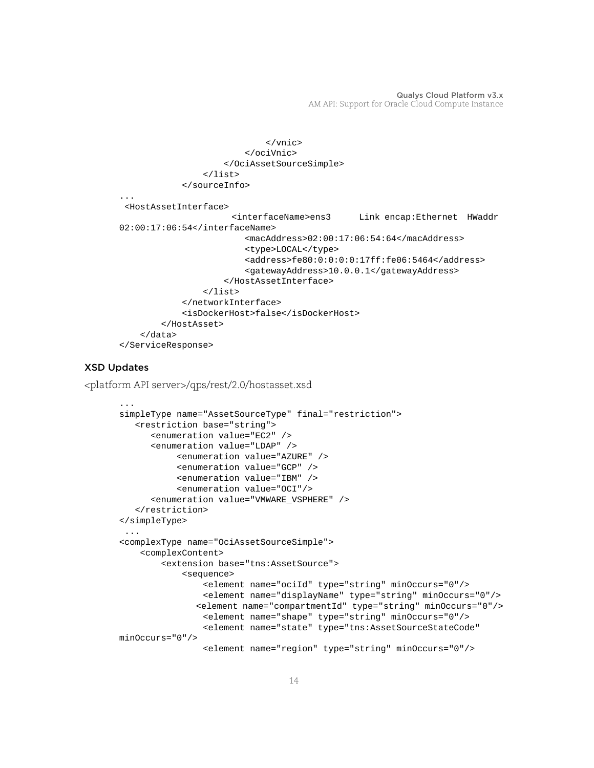```
                                </vnic>
                            </ociVnic>
                        </OciAssetSourceSimple>
                    </list>
                </sourceInfo>
...
 <HostAssetInterface>
                     <interfaceName>ens3      Link encap:Ethernet  HWaddr
02:00:17:06:54</interfaceName>
                        <macAddress>02:00:17:06:54:64</macAddress>
                        <type>LOCAL</type>
                        <address>fe80:0:0:0:0:17ff:fe06:5464</address>
                        <gatewayAddress>10.0.0.1</gatewayAddress>
                    </HostAssetInterface>
                </list>
            </networkInterface>
            <isDockerHost>false</isDockerHost>
        </HostAsset>
    </data>
</ServiceResponse>
```

### XSD Updates

<platform API server>/qps/rest/2.0/hostasset.xsd

```
...
simpleType name="AssetSourceType" final="restriction">
   <restriction base="string">
      <enumeration value="EC2" />
      <enumeration value="LDAP" />
           <enumeration value="AZURE" />
           <enumeration value="GCP" />
           <enumeration value="IBM" />
           <enumeration value="OCI"/>
      <enumeration value="VMWARE_VSPHERE" />
   </restriction>
</simpleType>
 ...
<complexType name="OciAssetSourceSimple">
    <complexContent>
        <extension base="tns:AssetSource">
            <sequence>
                <element name="ociId" type="string" minOccurs="0"/>
                <element name="displayName" type="string" minOccurs="0"/>
               <element name="compartmentId" type="string" minOccurs="0"/>
                <element name="shape" type="string" minOccurs="0"/>
                <element name="state" type="tns:AssetSourceStateCode"
minOccurs="0"/>
                <element name="region" type="string" minOccurs="0"/>
```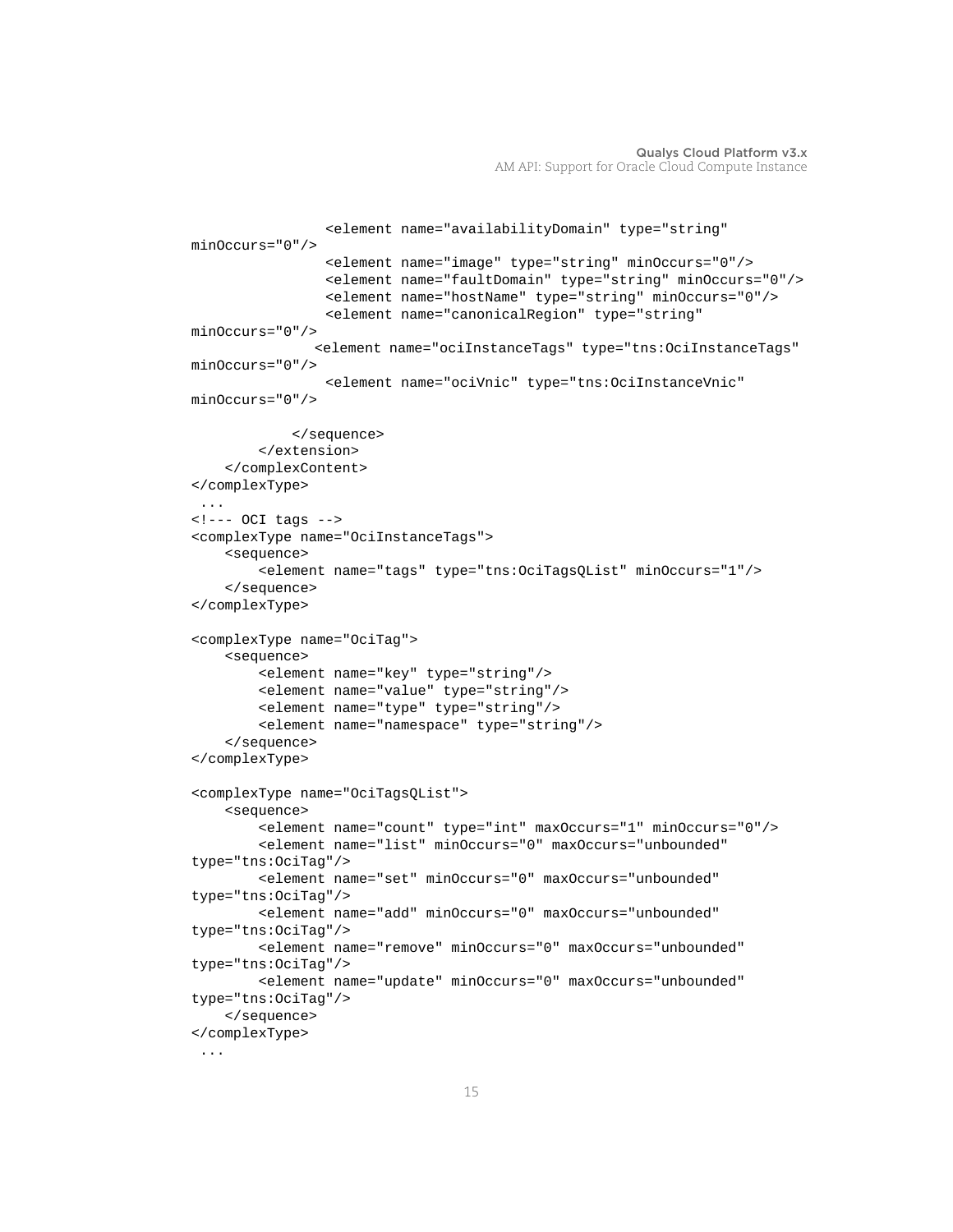```
                <element name="availabilityDomain" type="string"
minOccurs="0"/>
                <element name="image" type="string" minOccurs="0"/>
                <element name="faultDomain" type="string" minOccurs="0"/>
                <element name="hostName" type="string" minOccurs="0"/>
                <element name="canonicalRegion" type="string"
minOccurs="0"/>
               <element name="ociInstanceTags" type="tns:OciInstanceTags"
minOccurs="0"/>
                <element name="ociVnic" type="tns:OciInstanceVnic"
minOccurs="0"/>

            </sequence>
        </extension>
    </complexContent>
</complexType>
 ...
<!--- OCI tags -->
<complexType name="OciInstanceTags">
    <sequence>
        <element name="tags" type="tns:OciTagsQList" minOccurs="1"/>
    </sequence>
</complexType>

<complexType name="OciTag">
    <sequence>
        <element name="key" type="string"/>
        <element name="value" type="string"/>
        <element name="type" type="string"/>
        <element name="namespace" type="string"/>
    </sequence>
</complexType>

<complexType name="OciTagsQList">
    <sequence>
        <element name="count" type="int" maxOccurs="1" minOccurs="0"/>
        <element name="list" minOccurs="0" maxOccurs="unbounded"
type="tns:OciTag"/>
        <element name="set" minOccurs="0" maxOccurs="unbounded"
type="tns:OciTag"/>
        <element name="add" minOccurs="0" maxOccurs="unbounded"
type="tns:OciTag"/>
        <element name="remove" minOccurs="0" maxOccurs="unbounded"
type="tns:OciTag"/>
        <element name="update" minOccurs="0" maxOccurs="unbounded"
type="tns:OciTag"/>
    </sequence>
</complexType>
 ...
```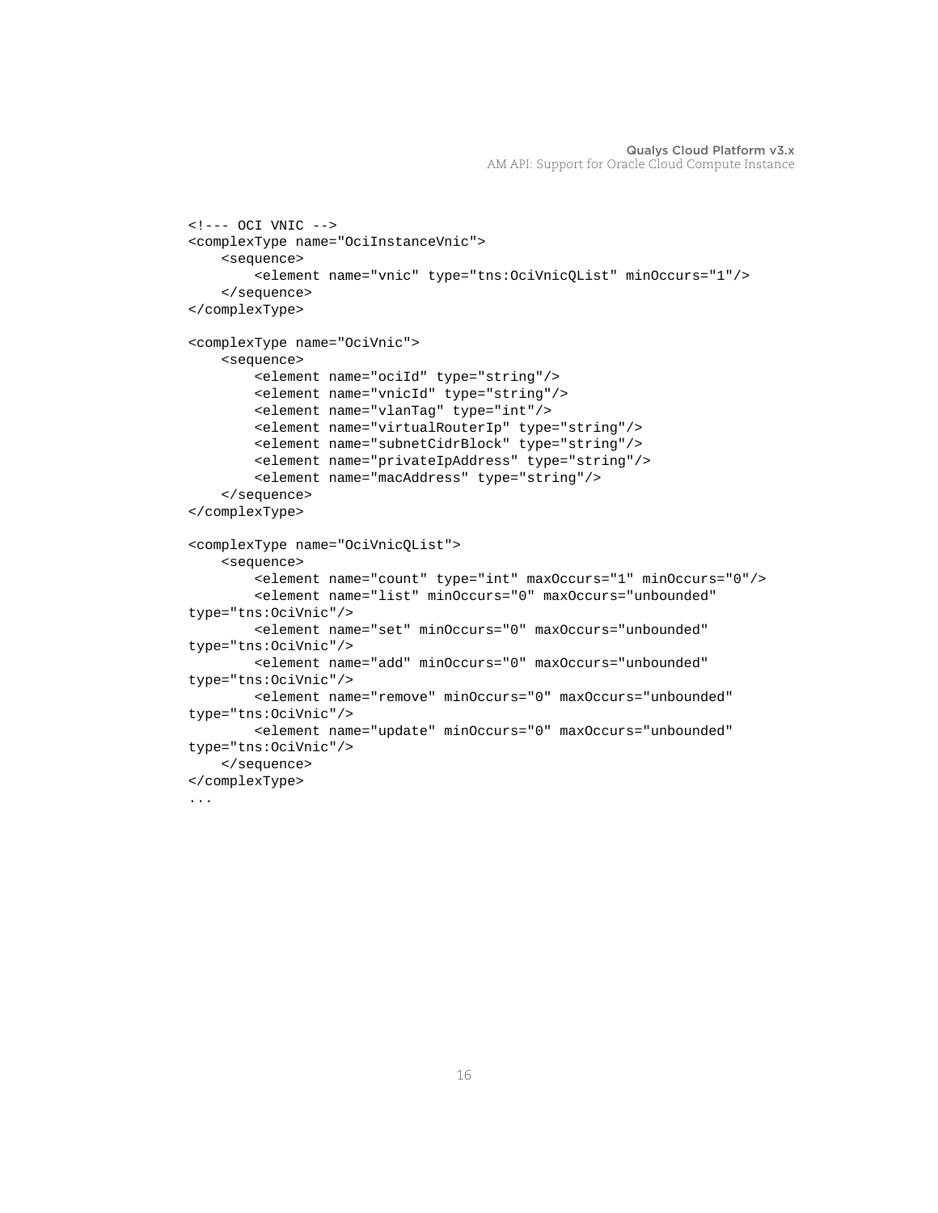```
<!--- OCI VNIC -->
<complexType name="OciInstanceVnic">
    <sequence>
        <element name="vnic" type="tns:OciVnicQList" minOccurs="1"/>
    </sequence>
</complexType>

<complexType name="OciVnic">
    <sequence>
        <element name="ociId" type="string"/>
        <element name="vnicId" type="string"/>
        <element name="vlanTag" type="int"/>
        <element name="virtualRouterIp" type="string"/>
        <element name="subnetCidrBlock" type="string"/>
        <element name="privateIpAddress" type="string"/>
        <element name="macAddress" type="string"/>
    </sequence>
</complexType>

<complexType name="OciVnicQList">
    <sequence>
        <element name="count" type="int" maxOccurs="1" minOccurs="0"/>
        <element name="list" minOccurs="0" maxOccurs="unbounded"
type="tns:OciVnic"/>
        <element name="set" minOccurs="0" maxOccurs="unbounded"
type="tns:OciVnic"/>
        <element name="add" minOccurs="0" maxOccurs="unbounded"
type="tns:OciVnic"/>
        <element name="remove" minOccurs="0" maxOccurs="unbounded"
type="tns:OciVnic"/>
        <element name="update" minOccurs="0" maxOccurs="unbounded"
type="tns:OciVnic"/>
    </sequence>
</complexType>
...
```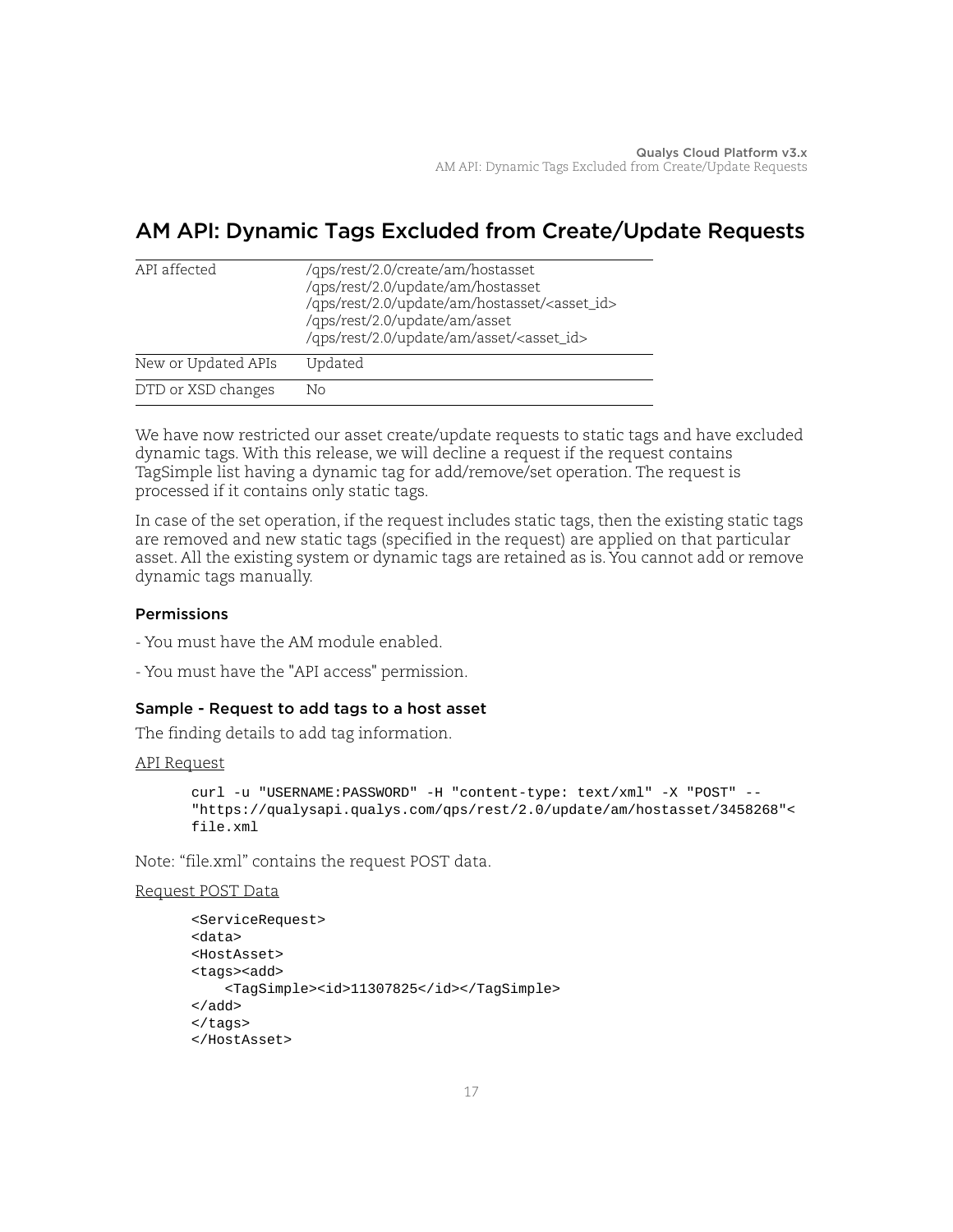## AM API: Dynamic Tags Excluded from Create/Update Requests

| API affected | /qps/rest/2.0/create/am/hostasset<br>/qps/rest/2.0/update/am/hostasset<br>/qps/rest/2.0/update/am/hostasset/<asset_id><br>/qps/rest/2.0/update/am/asset<br>/qps/rest/2.0/update/am/asset/<asset_id> |
|---|---|
| New or Updated APIs | Updated |
| DTD or XSD changes | No |

We have now restricted our asset create/update requests to static tags and have excluded dynamic tags. With this release, we will decline a request if the request contains TagSimple list having a dynamic tag for add/remove/set operation. The request is processed if it contains only static tags.

In case of the set operation, if the request includes static tags, then the existing static tags are removed and new static tags (specified in the request) are applied on that particular asset. All the existing system or dynamic tags are retained as is. You cannot add or remove dynamic tags manually.

#### Permissions

- You must have the AM module enabled.

- You must have the "API access" permission.

#### Sample - Request to add tags to a host asset

The finding details to add tag information.

API Request

```
curl -u "USERNAME:PASSWORD" -H "content-type: text/xml" -X "POST" --
"https://qualysapi.qualys.com/qps/rest/2.0/update/am/hostasset/3458268"<
file.xml
```

Note: "file.xml" contains the request POST data.

Request POST Data

```
<ServiceRequest>
<data>
<HostAsset>
<tags><add>
    <TagSimple><id>11307825</id></TagSimple>
</add>
</tags>
</HostAsset>
```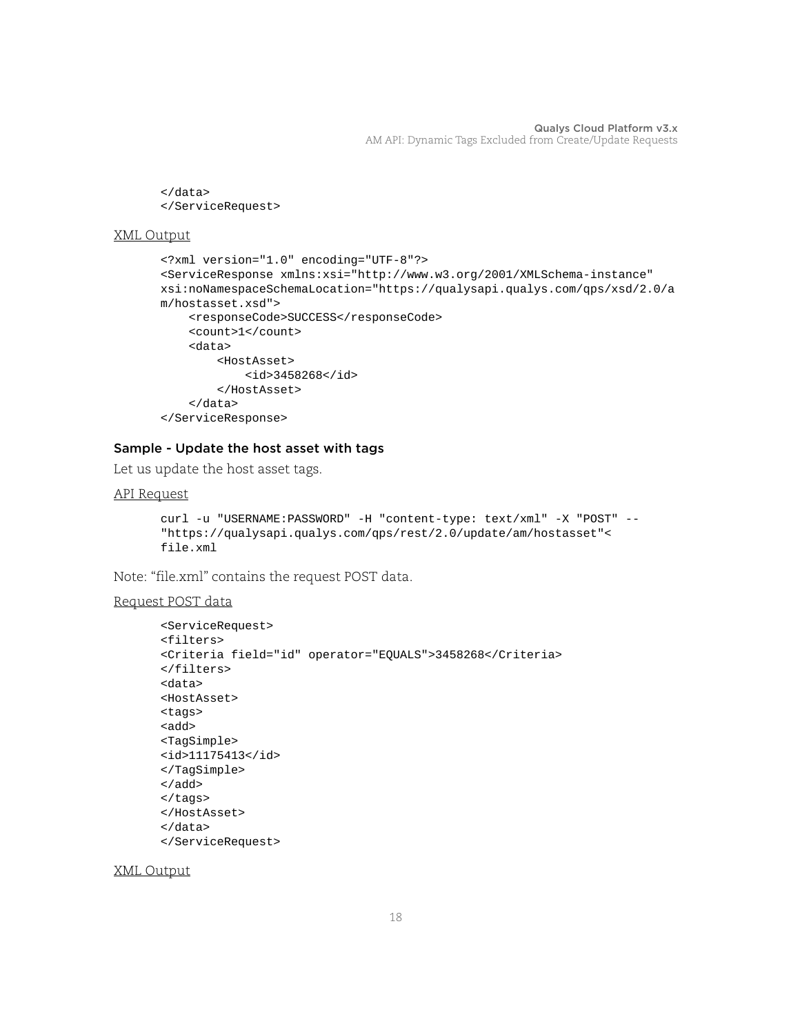```
</data>
</ServiceRequest>
```

XML Output

```
<?xml version="1.0" encoding="UTF-8"?>
<ServiceResponse xmlns:xsi="http://www.w3.org/2001/XMLSchema-instance"
xsi:noNamespaceSchemaLocation="https://qualysapi.qualys.com/qps/xsd/2.0/a
m/hostasset.xsd">
    <responseCode>SUCCESS</responseCode>
    <count>1</count>
    <data>
        <HostAsset>
            <id>3458268</id>
        </HostAsset>
    </data>
</ServiceResponse>
```

### Sample - Update the host asset with tags

Let us update the host asset tags.

API Request

```
curl -u "USERNAME:PASSWORD" -H "content-type: text/xml" -X "POST" --
"https://qualysapi.qualys.com/qps/rest/2.0/update/am/hostasset"<
file.xml
```

Note: "file.xml" contains the request POST data.

Request POST data

```
<ServiceRequest>
<filters>
<Criteria field="id" operator="EQUALS">3458268</Criteria>
</filters>
<data>
<HostAsset>
<tags>
<add>
<TagSimple>
<id>11175413</id>
</TagSimple>
</add>
</tags>
</HostAsset>
</data>
</ServiceRequest>
```

XML Output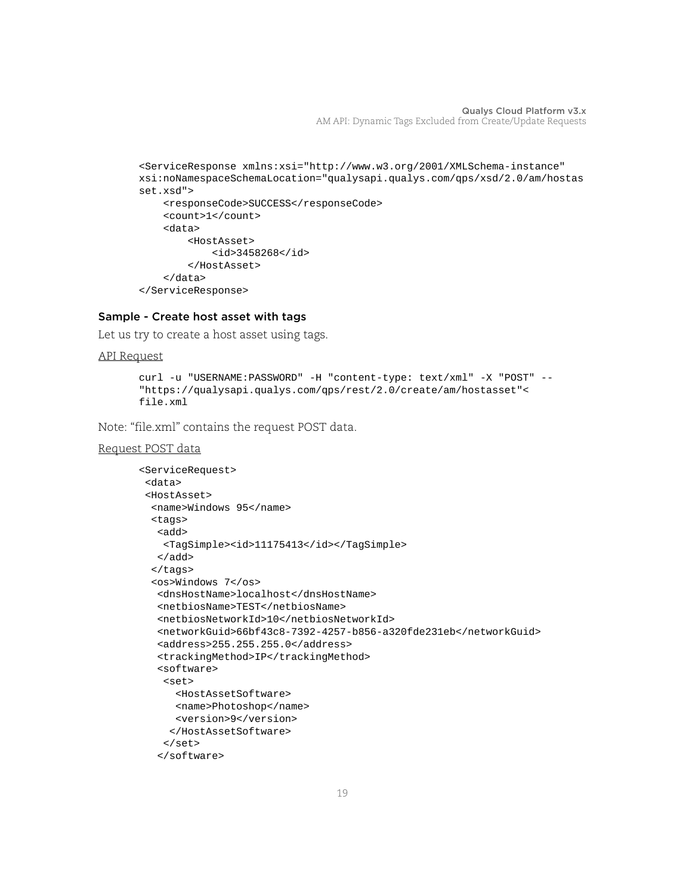```
<ServiceResponse xmlns:xsi="http://www.w3.org/2001/XMLSchema-instance"
xsi:noNamespaceSchemaLocation="qualysapi.qualys.com/qps/xsd/2.0/am/hostas
set.xsd">
    <responseCode>SUCCESS</responseCode>
    <count>1</count>
    <data>
        <HostAsset>
            <id>3458268</id>
        </HostAsset>
    </data>
</ServiceResponse>
```

### Sample - Create host asset with tags

Let us try to create a host asset using tags.

API Request

```
curl -u "USERNAME:PASSWORD" -H "content-type: text/xml" -X "POST" --
"https://qualysapi.qualys.com/qps/rest/2.0/create/am/hostasset"<
file.xml
```

Note: “file.xml” contains the request POST data.

Request POST data

```
<ServiceRequest>
 <data>
 <HostAsset>
  <name>Windows 95</name>
  <tags>
   <add>
    <TagSimple><id>11175413</id></TagSimple>
   </add>
  </tags>
  <os>Windows 7</os>
   <dnsHostName>localhost</dnsHostName>
   <netbiosName>TEST</netbiosName>
   <netbiosNetworkId>10</netbiosNetworkId>
   <networkGuid>66bf43c8-7392-4257-b856-a320fde231eb</networkGuid>
   <address>255.255.255.0</address>
   <trackingMethod>IP</trackingMethod>
   <software>
    <set>
      <HostAssetSoftware>
      <name>Photoshop</name>
      <version>9</version>
     </HostAssetSoftware>
    </set>
   </software>
```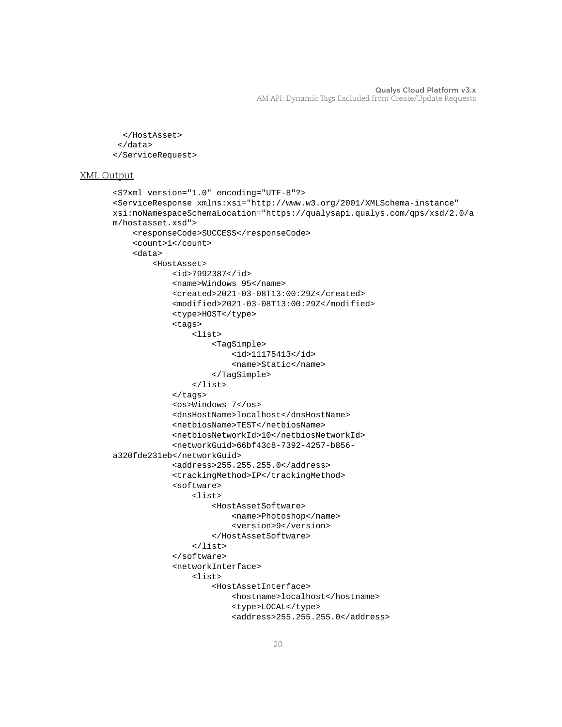```
  </HostAsset>
 </data>
</ServiceRequest>
```

XML Output

```
<S?xml version="1.0" encoding="UTF-8"?>
<ServiceResponse xmlns:xsi="http://www.w3.org/2001/XMLSchema-instance"
xsi:noNamespaceSchemaLocation="https://qualysapi.qualys.com/qps/xsd/2.0/a
m/hostasset.xsd">
    <responseCode>SUCCESS</responseCode>
    <count>1</count>
    <data>
        <HostAsset>
            <id>7992387</id>
            <name>Windows 95</name>
            <created>2021-03-08T13:00:29Z</created>
            <modified>2021-03-08T13:00:29Z</modified>
            <type>HOST</type>
            <tags>
                <list>
                    <TagSimple>
                        <id>11175413</id>
                        <name>Static</name>
                    </TagSimple>
                </list>
            </tags>
            <os>Windows 7</os>
            <dnsHostName>localhost</dnsHostName>
            <netbiosName>TEST</netbiosName>
            <netbiosNetworkId>10</netbiosNetworkId>
            <networkGuid>66bf43c8-7392-4257-b856-
a320fde231eb</networkGuid>
            <address>255.255.255.0</address>
            <trackingMethod>IP</trackingMethod>
            <software>
                <list>
                    <HostAssetSoftware>
                        <name>Photoshop</name>
                        <version>9</version>
                    </HostAssetSoftware>
                </list>
            </software>
            <networkInterface>
                <list>
                    <HostAssetInterface>
                        <hostname>localhost</hostname>
                        <type>LOCAL</type>
                        <address>255.255.255.0</address>
```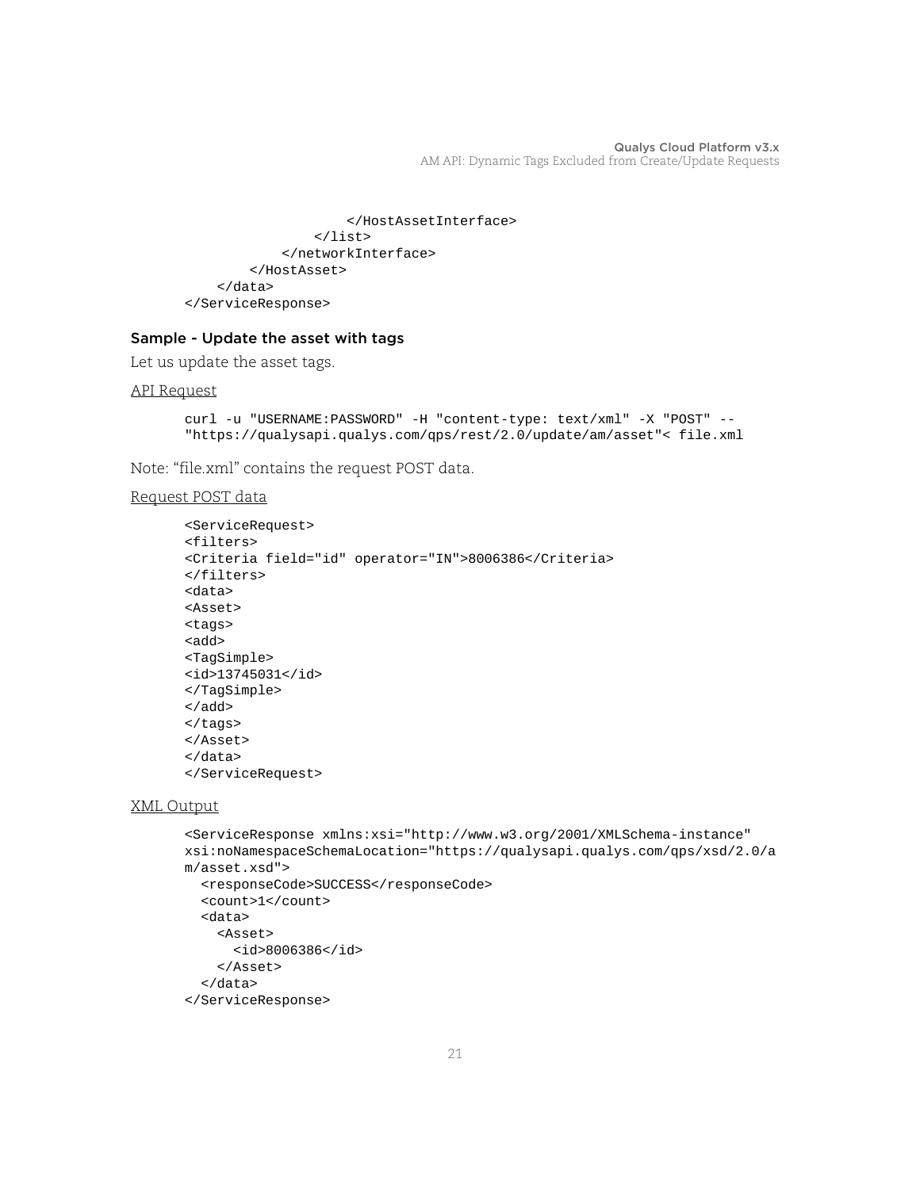```
                </HostAssetInterface>
            </list>
        </networkInterface>
    </HostAsset>
</data>
</ServiceResponse>
```

### Sample - Update the asset with tags

Let us update the asset tags.

API Request

```
curl -u "USERNAME:PASSWORD" -H "content-type: text/xml" -X "POST" --
"https://qualysapi.qualys.com/qps/rest/2.0/update/am/asset"< file.xml
```

Note: "file.xml" contains the request POST data.

Request POST data

```
<ServiceRequest>
<filters>
<Criteria field="id" operator="IN">8006386</Criteria>
</filters>
<data>
<Asset>
<tags>
<add>
<TagSimple>
<id>13745031</id>
</TagSimple>
</add>
</tags>
</Asset>
</data>
</ServiceRequest>
```

XML Output

```
<ServiceResponse xmlns:xsi="http://www.w3.org/2001/XMLSchema-instance"
xsi:noNamespaceSchemaLocation="https://qualysapi.qualys.com/qps/xsd/2.0/a
m/asset.xsd">
  <responseCode>SUCCESS</responseCode>
  <count>1</count>
  <data>
    <Asset>
      <id>8006386</id>
    </Asset>
  </data>
</ServiceResponse>
```